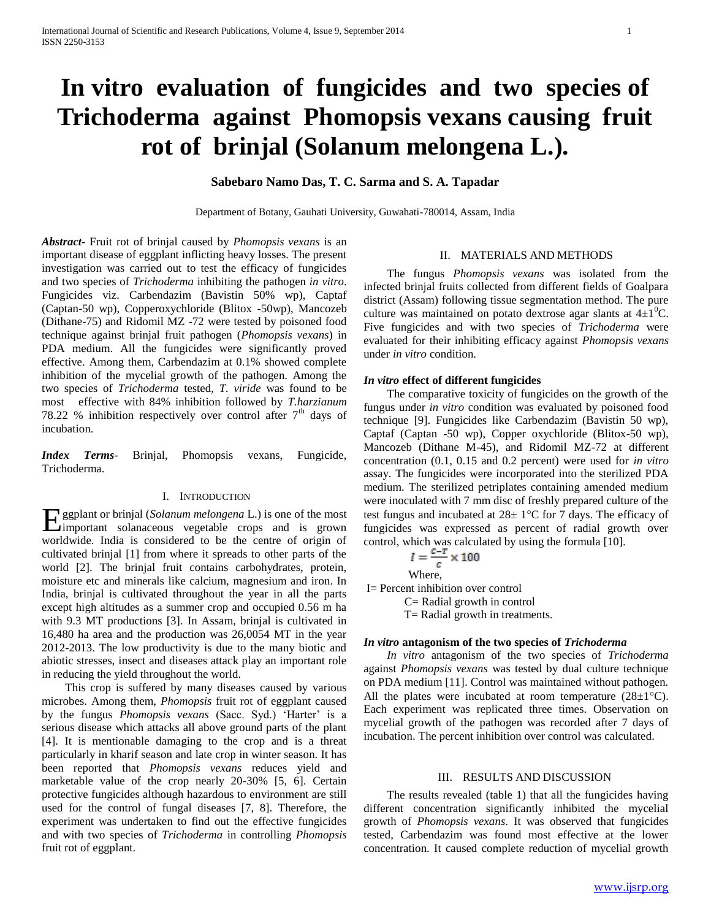# In vitro evaluation of fungicides and two species of Trichoderma against Phomopsis vexans causing fruit rot of brinjal (Solanum melongena L.).

**Sabebaro Namo Das, T. C. Sarma and S. A. Tapadar**

Department of Botany, Gauhati University, Guwahati-780014, Assam, India

***Abstract*-** Fruit rot of brinjal caused by *Phomopsis vexans* is an important disease of eggplant inflicting heavy losses. The present investigation was carried out to test the efficacy of fungicides and two species of *Trichoderma* inhibiting the pathogen *in vitro*. Fungicides viz. Carbendazim (Bavistin 50% wp), Captaf (Captan-50 wp), Copperoxychloride (Blitox -50wp), Mancozeb (Dithane-75) and Ridomil MZ -72 were tested by poisoned food technique against brinjal fruit pathogen (*Phomopsis vexans*) in PDA medium. All the fungicides were significantly proved effective. Among them, Carbendazim at 0.1% showed complete inhibition of the mycelial growth of the pathogen. Among the two species of *Trichoderma* tested, *T. viride* was found to be most effective with 84% inhibition followed by *T.harzianum* 78.22 % inhibition respectively over control after 7th days of incubation.

***Index Terms*-** Brinjal, Phomopsis vexans, Fungicide, Trichoderma.

## I. Introduction

Eggplant or brinjal (*Solanum melongena* L.) is one of the most important solanaceous vegetable crops and is grown worldwide. India is considered to be the centre of origin of cultivated brinjal [1] from where it spreads to other parts of the world [2]. The brinjal fruit contains carbohydrates, protein, moisture etc and minerals like calcium, magnesium and iron. In India, brinjal is cultivated throughout the year in all the parts except high altitudes as a summer crop and occupied 0.56 m ha with 9.3 MT productions [3]. In Assam, brinjal is cultivated in 16,480 ha area and the production was 26,0054 MT in the year 2012-2013. The low productivity is due to the many biotic and abiotic stresses, insect and diseases attack play an important role in reducing the yield throughout the world.

This crop is suffered by many diseases caused by various microbes. Among them, *Phomopsis* fruit rot of eggplant caused by the fungus *Phomopsis vexans* (Sacc. Syd.) 'Harter' is a serious disease which attacks all above ground parts of the plant [4]. It is mentionable damaging to the crop and is a threat particularly in kharif season and late crop in winter season. It has been reported that *Phomopsis vexans* reduces yield and marketable value of the crop nearly 20-30% [5, 6]. Certain protective fungicides although hazardous to environment are still used for the control of fungal diseases [7, 8]. Therefore, the experiment was undertaken to find out the effective fungicides and with two species of *Trichoderma* in controlling *Phomopsis* fruit rot of eggplant.

## II. Materials and Methods

The fungus *Phomopsis vexans* was isolated from the infected brinjal fruits collected from different fields of Goalpara district (Assam) following tissue segmentation method. The pure culture was maintained on potato dextrose agar slants at $4\pm1^0$C. Five fungicides and with two species of *Trichoderma* were evaluated for their inhibiting efficacy against *Phomopsis vexans* under *in vitro* condition.

### *In vitro* effect of different fungicides

The comparative toxicity of fungicides on the growth of the fungus under *in vitro* condition was evaluated by poisoned food technique [9]. Fungicides like Carbendazim (Bavistin 50 wp), Captaf (Captan -50 wp), Copper oxychloride (Blitox-50 wp), Mancozeb (Dithane M-45), and Ridomil MZ-72 at different concentration (0.1, 0.15 and 0.2 percent) were used for *in vitro* assay. The fungicides were incorporated into the sterilized PDA medium. The sterilized petriplates containing amended medium were inoculated with 7 mm disc of freshly prepared culture of the test fungus and incubated at 28± 1°C for 7 days. The efficacy of fungicides was expressed as percent of radial growth over control, which was calculated by using the formula [10].

$$I = \frac{C-T}{C} \times 100$$

Where,

I= Percent inhibition over control

C= Radial growth in control

T= Radial growth in treatments.

### *In vitro* antagonism of the two species of *Trichoderma*

*In vitro* antagonism of the two species of *Trichoderma* against *Phomopsis vexans* was tested by dual culture technique on PDA medium [11]. Control was maintained without pathogen. All the plates were incubated at room temperature (28±1°C). Each experiment was replicated three times. Observation on mycelial growth of the pathogen was recorded after 7 days of incubation. The percent inhibition over control was calculated.

## III. Results and Discussion

The results revealed (table 1) that all the fungicides having different concentration significantly inhibited the mycelial growth of *Phomopsis vexans*. It was observed that fungicides tested, Carbendazim was found most effective at the lower concentration. It caused complete reduction of mycelial growth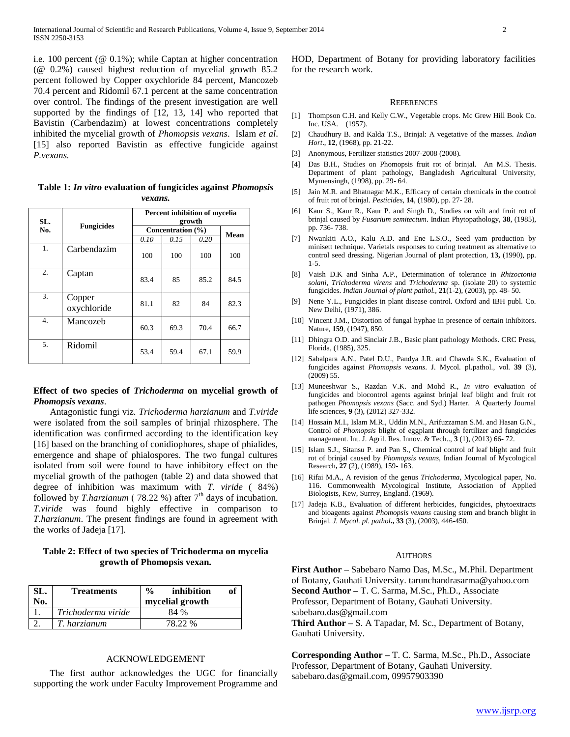i.e. 100 percent (@ 0.1%); while Captan at higher concentration (@ 0.2%) caused highest reduction of mycelial growth 85.2 percent followed by Copper oxychloride 84 percent, Mancozeb 70.4 percent and Ridomil 67.1 percent at the same concentration over control. The findings of the present investigation are well supported by the findings of [12, 13, 14] who reported that Bavistin (Carbendazim) at lowest concentrations completely inhibited the mycelial growth of *Phomopsis vexans*. Islam *et al*. [15] also reported Bavistin as effective fungicide against *P.vexans.*

**Table 1:** ***In vitro*** **evaluation of fungicides against** ***Phomopsis vexans.***

| SL. No. | Fungicides | Percent inhibition of mycelia growth | | | |
|---|---|---|---|---|---|
| | | Concentration (%) | | | Mean |
| | | *0.10* | *0.15* | *0.20* | |
| 1. | Carbendazim | 100 | 100 | 100 | 100 |
| 2. | Captan | 83.4 | 85 | 85.2 | 84.5 |
| 3. | Copper oxychloride | 81.1 | 82 | 84 | 82.3 |
| 4. | Mancozeb | 60.3 | 69.3 | 70.4 | 66.7 |
| 5. | Ridomil | 53.4 | 59.4 | 67.1 | 59.9 |

### Effect of two species of *Trichoderma* on mycelial growth of *Phomopsis vexans*.

Antagonistic fungi viz. *Trichoderma harzianum* and *T.viride* were isolated from the soil samples of brinjal rhizosphere. The identification was confirmed according to the identification key [16] based on the branching of conidiophores, shape of phialides, emergence and shape of phialospores. The two fungal cultures isolated from soil were found to have inhibitory effect on the mycelial growth of the pathogen (table 2) and data showed that degree of inhibition was maximum with *T. viride* ( 84%) followed by *T.harzianum* ( 78.22 %) after 7th days of incubation. *T.viride* was found highly effective in comparison to *T.harzianum*. The present findings are found in agreement with the works of Jadeja [17].

**Table 2: Effect of two species of Trichoderma on mycelia growth of Phomopsis vexan.**

| SL. No. | Treatments | % inhibition of mycelial growth |
|---|---|---|
| 1. | *Trichoderma viride* | 84 % |
| 2. | *T. harzianum* | 78.22 % |

## ACKNOWLEDGEMENT

The first author acknowledges the UGC for financially supporting the work under Faculty Improvement Programme and HOD, Department of Botany for providing laboratory facilities for the research work.

## REFERENCES

[1] Thompson C.H. and Kelly C.W., Vegetable crops. Mc Grew Hill Book Co. Inc. USA. (1957).

[2] Chaudhury B. and Kalda T.S., Brinjal: A vegetative of the masses. *Indian Hort*., **12**, (1968), pp. 21-22.

[3] Anonymous, Fertilizer statistics 2007-2008 (2008).

[4] Das B.H., Studies on Phomopsis fruit rot of brinjal. An M.S. Thesis. Department of plant pathology, Bangladesh Agricultural University, Mymensingh, (1998), pp. 29- 64.

[5] Jain M.R. and Bhatnagar M.K., Efficacy of certain chemicals in the control of fruit rot of brinjal. *Pesticides*, **14**, (1980), pp. 27- 28.

[6] Kaur S., Kaur R., Kaur P. and Singh D., Studies on wilt and fruit rot of brinjal caused by *Fusarium semitectum*. Indian Phytopathology, **38**, (1985), pp. 736- 738.

[7] Nwankiti A.O., Kalu A.D. and Ene L.S.O., Seed yam production by minisett technique. Varietals responses to curing treatment as alternative to control seed dressing. Nigerian Journal of plant protection, **13,** (1990), pp. 1-5.

[8] Vaish D.K and Sinha A.P., Determination of tolerance in *Rhizoctonia solani*, *Trichoderma virens* and *Trichoderma* sp. (isolate 20) to systemic fungicides. *Indian Journal of plant pathol.*, **21**(1-2), (2003), pp. 48- 50.

[9] Nene Y.L., Fungicides in plant disease control. Oxford and IBH publ. Co. New Delhi, (1971), 386.

[10] Vincent J.M., Distortion of fungal hyphae in presence of certain inhibitors. Nature, **159**, (1947), 850.

[11] Dhingra O.D. and Sinclair J.B., Basic plant pathology Methods. CRC Press, Florida, (1985), 325.

[12] Sabalpara A.N., Patel D.U., Pandya J.R. and Chawda S.K., Evaluation of fungicides against *Phomopsis vexans*. J. Mycol. pl.pathol., vol. **39** (3), (2009) 55.

[13] Muneeshwar S., Razdan V.K. and Mohd R., *In vitro* evaluation of fungicides and biocontrol agents against brinjal leaf blight and fruit rot pathogen *Phomopsis vexans* (Sacc. and Syd.) Harter. A Quarterly Journal life sciences, **9** (3), (2012) 327-332.

[14] Hossain M.I., Islam M.R., Uddin M.N., Arifuzzaman S.M. and Hasan G.N., Control of *Phomopsis* blight of eggplant through fertilizer and fungicides management. Int. J. Agril. Res. Innov. & Tech.., **3** (1), (2013) 66- 72.

[15] Islam S.J., Sitansu P. and Pan S., Chemical control of leaf blight and fruit rot of brinjal caused by *Phomopsis vexans*, Indian Journal of Mycological Research**, 27** (2), (1989), 159- 163.

[16] Rifai M.A., A revision of the genus *Trichoderma*, Mycological paper, No. 116. Commonwealth Mycological Institute, Association of Applied Biologists, Kew, Surrey, England. (1969).

[17] Jadeja K.B., Evaluation of different herbicides, fungicides, phytoextracts and bioagents against *Phomopsis vexans* causing stem and branch blight in Brinjal. *J. Mycol. pl. pathol***., 33** (3), (2003), 446-450.

## AUTHORS

**First Author –** Sabebaro Namo Das, M.Sc., M.Phil. Department of Botany, Gauhati University. tarunchandrasarma@yahoo.com

**Second Author –** T. C. Sarma, M.Sc., Ph.D., Associate Professor, Department of Botany, Gauhati University. sabebaro.das@gmail.com

**Third Author –** S. A Tapadar, M. Sc., Department of Botany, Gauhati University.

**Corresponding Author –** T. C. Sarma, M.Sc., Ph.D., Associate Professor, Department of Botany, Gauhati University. sabebaro.das@gmail.com, 09957903390